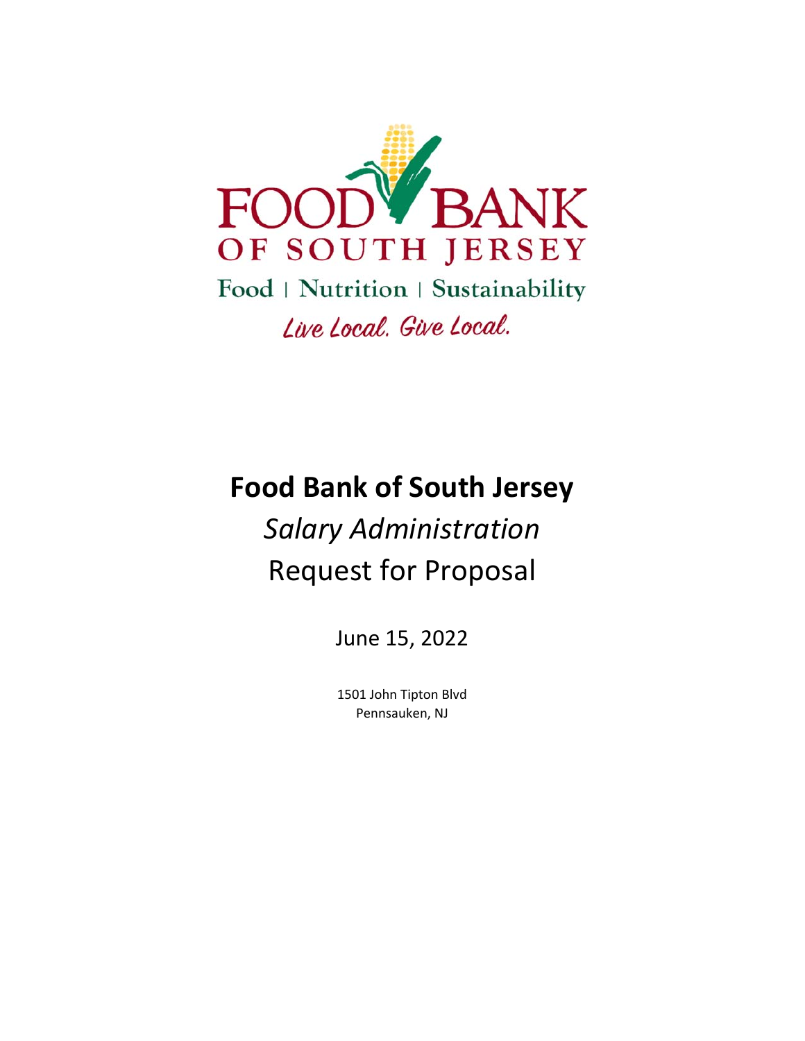FOOD BANK
OF SOUTH JERSEY

Food | Nutrition | Sustainability

*Live Local. Give Local.*

# Food Bank of South Jersey

## *Salary Administration*

## Request for Proposal

June 15, 2022

1501 John Tipton Blvd
Pennsauken, NJ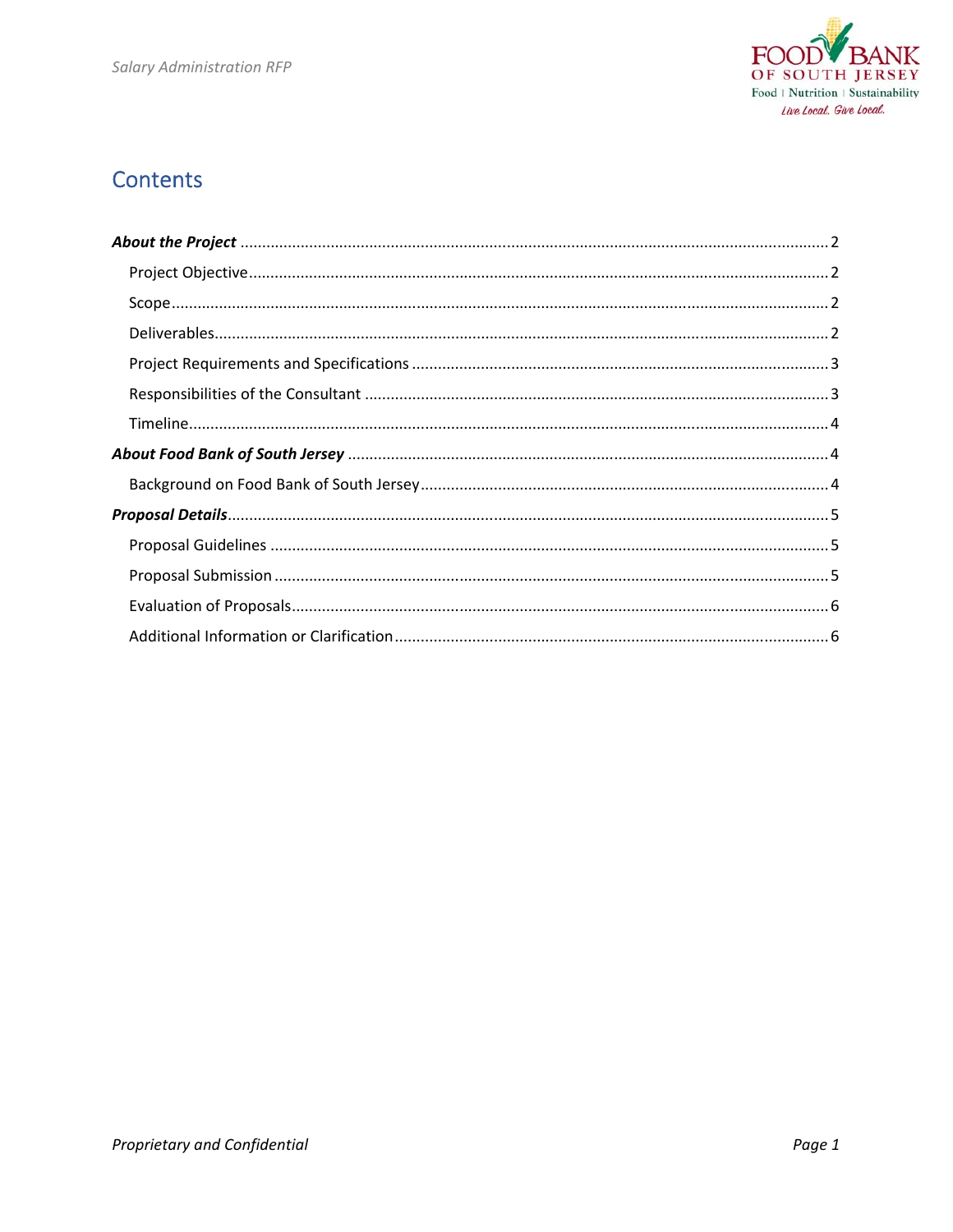# Contents

***About the Project*** ........ 2

- Project Objective ........ 2
- Scope ........ 2
- Deliverables ........ 2
- Project Requirements and Specifications ........ 3
- Responsibilities of the Consultant ........ 3
- Timeline ........ 4

***About Food Bank of South Jersey*** ........ 4

- Background on Food Bank of South Jersey ........ 4

***Proposal Details*** ........ 5

- Proposal Guidelines ........ 5
- Proposal Submission ........ 5
- Evaluation of Proposals ........ 6
- Additional Information or Clarification ........ 6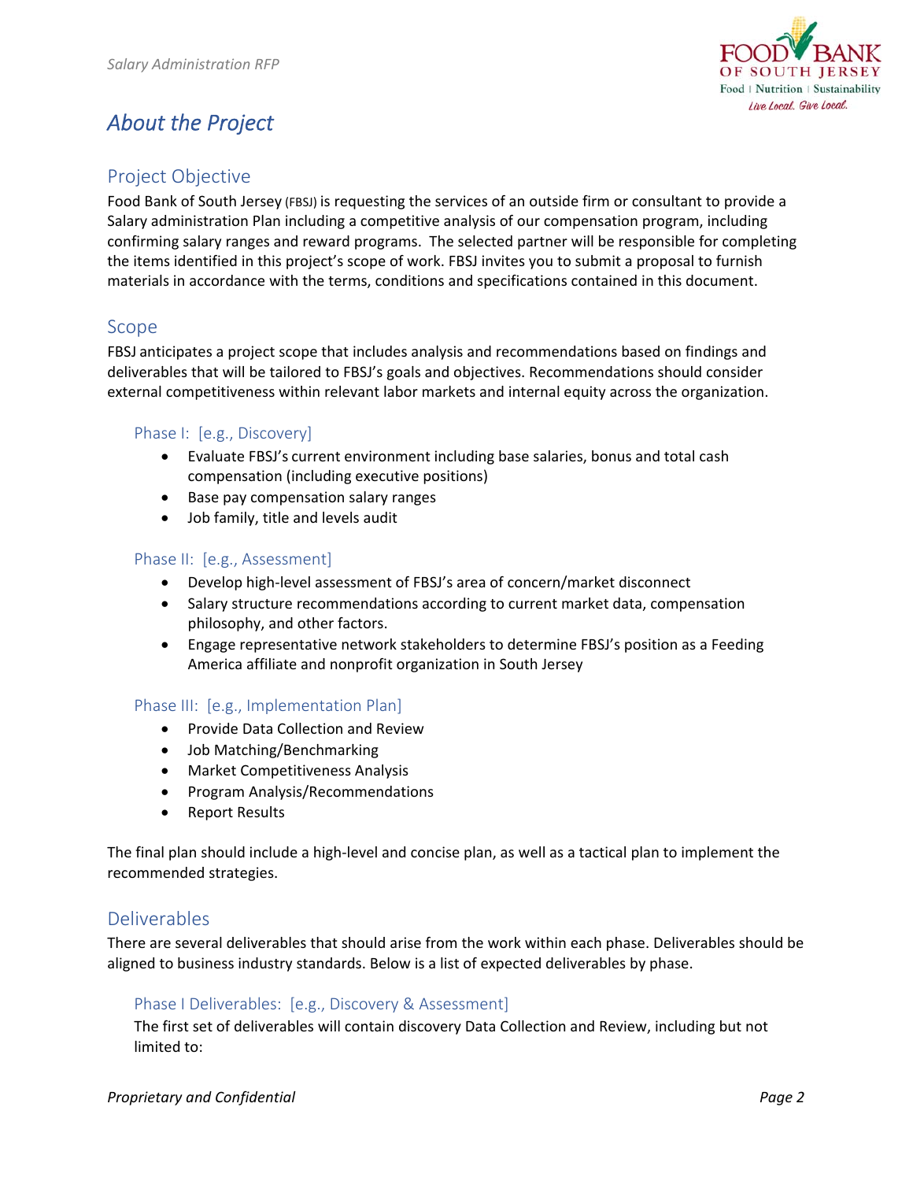# About the Project

## Project Objective

Food Bank of South Jersey (FBSJ) is requesting the services of an outside firm or consultant to provide a Salary administration Plan including a competitive analysis of our compensation program, including confirming salary ranges and reward programs. The selected partner will be responsible for completing the items identified in this project's scope of work. FBSJ invites you to submit a proposal to furnish materials in accordance with the terms, conditions and specifications contained in this document.

## Scope

FBSJ anticipates a project scope that includes analysis and recommendations based on findings and deliverables that will be tailored to FBSJ's goals and objectives. Recommendations should consider external competitiveness within relevant labor markets and internal equity across the organization.

### Phase I: [e.g., Discovery]

- Evaluate FBSJ's current environment including base salaries, bonus and total cash compensation (including executive positions)
- Base pay compensation salary ranges
- Job family, title and levels audit

### Phase II: [e.g., Assessment]

- Develop high-level assessment of FBSJ's area of concern/market disconnect
- Salary structure recommendations according to current market data, compensation philosophy, and other factors.
- Engage representative network stakeholders to determine FBSJ's position as a Feeding America affiliate and nonprofit organization in South Jersey

### Phase III: [e.g., Implementation Plan]

- Provide Data Collection and Review
- Job Matching/Benchmarking
- Market Competitiveness Analysis
- Program Analysis/Recommendations
- Report Results

The final plan should include a high-level and concise plan, as well as a tactical plan to implement the recommended strategies.

## Deliverables

There are several deliverables that should arise from the work within each phase. Deliverables should be aligned to business industry standards. Below is a list of expected deliverables by phase.

### Phase I Deliverables: [e.g., Discovery & Assessment]

The first set of deliverables will contain discovery Data Collection and Review, including but not limited to: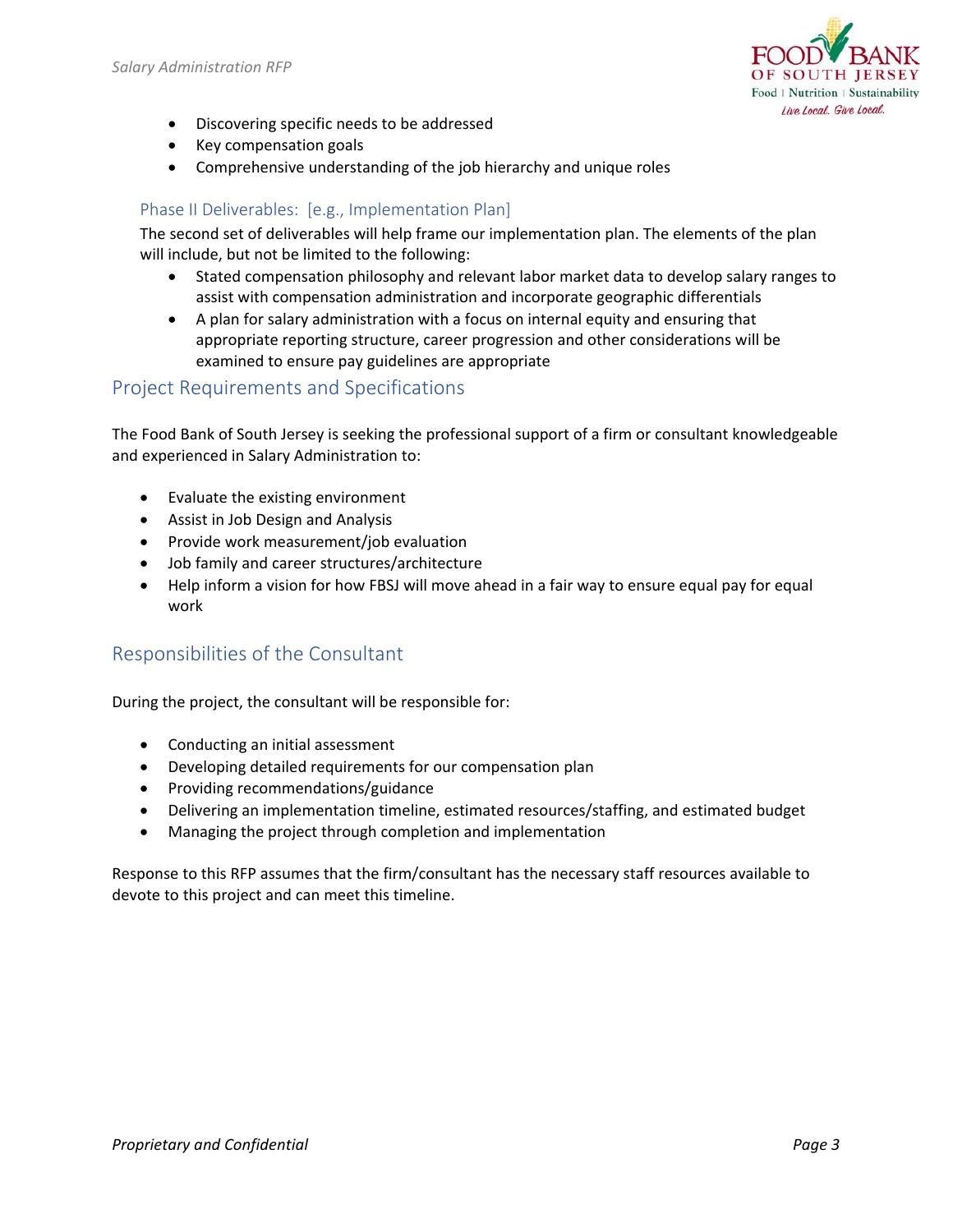- Discovering specific needs to be addressed
- Key compensation goals
- Comprehensive understanding of the job hierarchy and unique roles

### Phase II Deliverables: [e.g., Implementation Plan]

The second set of deliverables will help frame our implementation plan. The elements of the plan will include, but not be limited to the following:

- Stated compensation philosophy and relevant labor market data to develop salary ranges to assist with compensation administration and incorporate geographic differentials
- A plan for salary administration with a focus on internal equity and ensuring that appropriate reporting structure, career progression and other considerations will be examined to ensure pay guidelines are appropriate

## Project Requirements and Specifications

The Food Bank of South Jersey is seeking the professional support of a firm or consultant knowledgeable and experienced in Salary Administration to:

- Evaluate the existing environment
- Assist in Job Design and Analysis
- Provide work measurement/job evaluation
- Job family and career structures/architecture
- Help inform a vision for how FBSJ will move ahead in a fair way to ensure equal pay for equal work

## Responsibilities of the Consultant

During the project, the consultant will be responsible for:

- Conducting an initial assessment
- Developing detailed requirements for our compensation plan
- Providing recommendations/guidance
- Delivering an implementation timeline, estimated resources/staffing, and estimated budget
- Managing the project through completion and implementation

Response to this RFP assumes that the firm/consultant has the necessary staff resources available to devote to this project and can meet this timeline.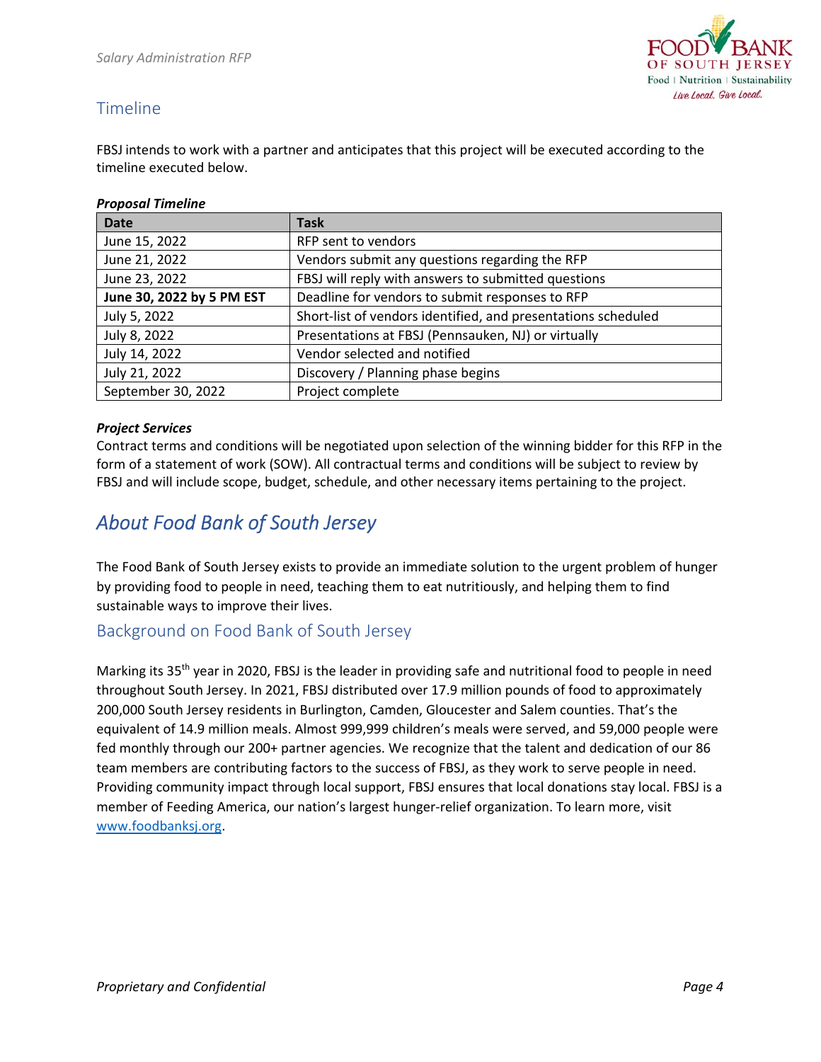## Timeline

FBSJ intends to work with a partner and anticipates that this project will be executed according to the timeline executed below.

***Proposal Timeline***

| Date | Task |
|---|---|
| June 15, 2022 | RFP sent to vendors |
| June 21, 2022 | Vendors submit any questions regarding the RFP |
| June 23, 2022 | FBSJ will reply with answers to submitted questions |
| **June 30, 2022 by 5 PM EST** | Deadline for vendors to submit responses to RFP |
| July 5, 2022 | Short-list of vendors identified, and presentations scheduled |
| July 8, 2022 | Presentations at FBSJ (Pennsauken, NJ) or virtually |
| July 14, 2022 | Vendor selected and notified |
| July 21, 2022 | Discovery / Planning phase begins |
| September 30, 2022 | Project complete |

***Project Services***

Contract terms and conditions will be negotiated upon selection of the winning bidder for this RFP in the form of a statement of work (SOW). All contractual terms and conditions will be subject to review by FBSJ and will include scope, budget, schedule, and other necessary items pertaining to the project.

# *About Food Bank of South Jersey*

The Food Bank of South Jersey exists to provide an immediate solution to the urgent problem of hunger by providing food to people in need, teaching them to eat nutritiously, and helping them to find sustainable ways to improve their lives.

## Background on Food Bank of South Jersey

Marking its 35th year in 2020, FBSJ is the leader in providing safe and nutritional food to people in need throughout South Jersey. In 2021, FBSJ distributed over 17.9 million pounds of food to approximately 200,000 South Jersey residents in Burlington, Camden, Gloucester and Salem counties. That's the equivalent of 14.9 million meals. Almost 999,999 children's meals were served, and 59,000 people were fed monthly through our 200+ partner agencies. We recognize that the talent and dedication of our 86 team members are contributing factors to the success of FBSJ, as they work to serve people in need. Providing community impact through local support, FBSJ ensures that local donations stay local. FBSJ is a member of Feeding America, our nation's largest hunger-relief organization. To learn more, visit www.foodbanksj.org.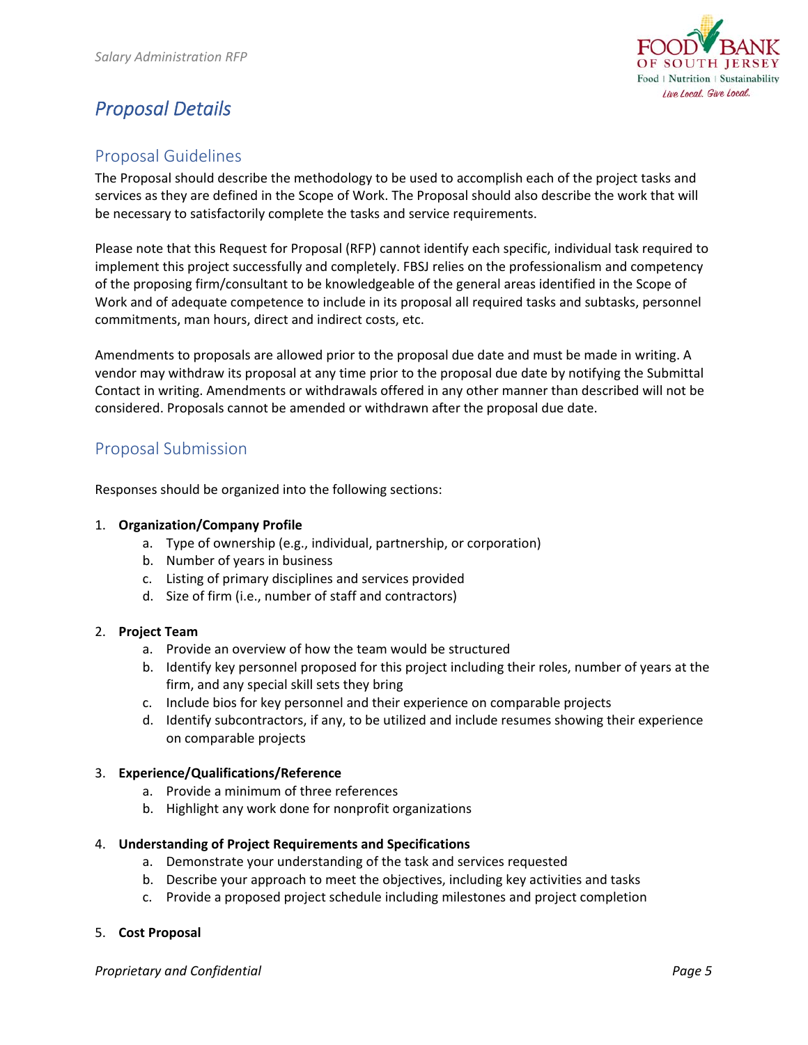# *Proposal Details*

## Proposal Guidelines

The Proposal should describe the methodology to be used to accomplish each of the project tasks and services as they are defined in the Scope of Work. The Proposal should also describe the work that will be necessary to satisfactorily complete the tasks and service requirements.

Please note that this Request for Proposal (RFP) cannot identify each specific, individual task required to implement this project successfully and completely. FBSJ relies on the professionalism and competency of the proposing firm/consultant to be knowledgeable of the general areas identified in the Scope of Work and of adequate competence to include in its proposal all required tasks and subtasks, personnel commitments, man hours, direct and indirect costs, etc.

Amendments to proposals are allowed prior to the proposal due date and must be made in writing. A vendor may withdraw its proposal at any time prior to the proposal due date by notifying the Submittal Contact in writing. Amendments or withdrawals offered in any other manner than described will not be considered. Proposals cannot be amended or withdrawn after the proposal due date.

## Proposal Submission

Responses should be organized into the following sections:

1. **Organization/Company Profile**
   a. Type of ownership (e.g., individual, partnership, or corporation)
   b. Number of years in business
   c. Listing of primary disciplines and services provided
   d. Size of firm (i.e., number of staff and contractors)

2. **Project Team**
   a. Provide an overview of how the team would be structured
   b. Identify key personnel proposed for this project including their roles, number of years at the firm, and any special skill sets they bring
   c. Include bios for key personnel and their experience on comparable projects
   d. Identify subcontractors, if any, to be utilized and include resumes showing their experience on comparable projects

3. **Experience/Qualifications/Reference**
   a. Provide a minimum of three references
   b. Highlight any work done for nonprofit organizations

4. **Understanding of Project Requirements and Specifications**
   a. Demonstrate your understanding of the task and services requested
   b. Describe your approach to meet the objectives, including key activities and tasks
   c. Provide a proposed project schedule including milestones and project completion

5. **Cost Proposal**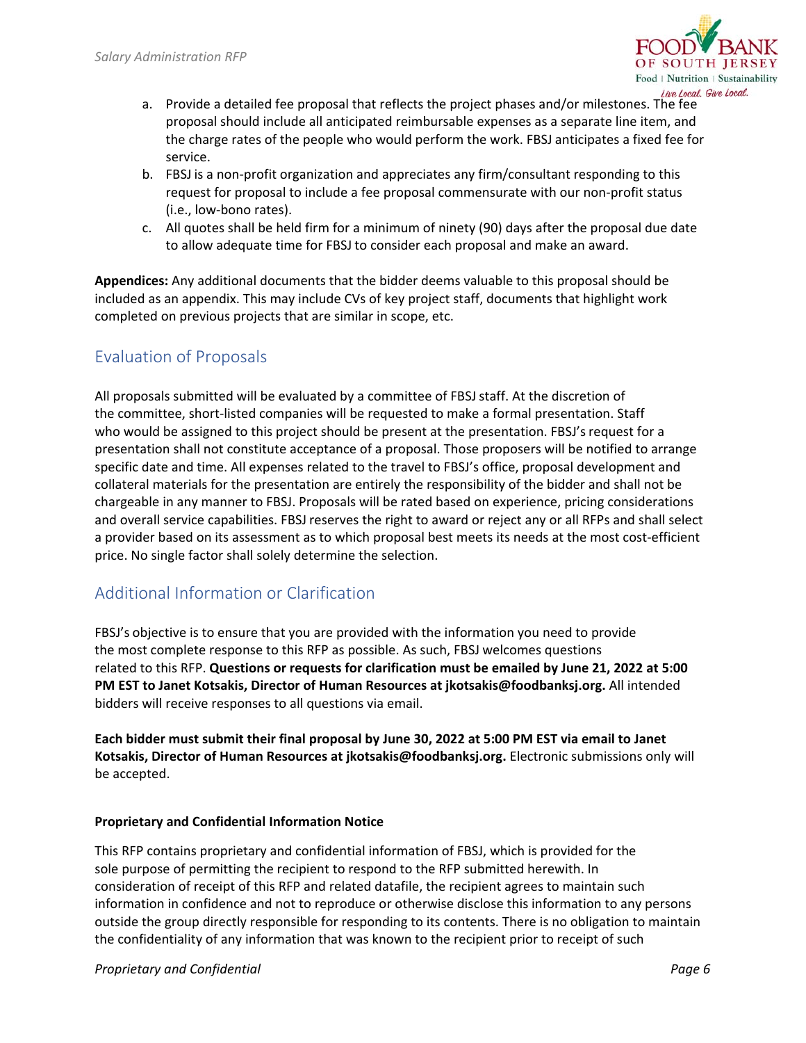a. Provide a detailed fee proposal that reflects the project phases and/or milestones. The fee proposal should include all anticipated reimbursable expenses as a separate line item, and the charge rates of the people who would perform the work. FBSJ anticipates a fixed fee for service.
b. FBSJ is a non-profit organization and appreciates any firm/consultant responding to this request for proposal to include a fee proposal commensurate with our non-profit status (i.e., low-bono rates).
c. All quotes shall be held firm for a minimum of ninety (90) days after the proposal due date to allow adequate time for FBSJ to consider each proposal and make an award.

**Appendices:** Any additional documents that the bidder deems valuable to this proposal should be included as an appendix. This may include CVs of key project staff, documents that highlight work completed on previous projects that are similar in scope, etc.

## Evaluation of Proposals

All proposals submitted will be evaluated by a committee of FBSJ staff. At the discretion of the committee, short-listed companies will be requested to make a formal presentation. Staff who would be assigned to this project should be present at the presentation. FBSJ's request for a presentation shall not constitute acceptance of a proposal. Those proposers will be notified to arrange specific date and time. All expenses related to the travel to FBSJ's office, proposal development and collateral materials for the presentation are entirely the responsibility of the bidder and shall not be chargeable in any manner to FBSJ. Proposals will be rated based on experience, pricing considerations and overall service capabilities. FBSJ reserves the right to award or reject any or all RFPs and shall select a provider based on its assessment as to which proposal best meets its needs at the most cost-efficient price. No single factor shall solely determine the selection.

## Additional Information or Clarification

FBSJ's objective is to ensure that you are provided with the information you need to provide the most complete response to this RFP as possible. As such, FBSJ welcomes questions related to this RFP. **Questions or requests for clarification must be emailed by June 21, 2022 at 5:00 PM EST to Janet Kotsakis, Director of Human Resources at jkotsakis@foodbanksj.org.** All intended bidders will receive responses to all questions via email.

**Each bidder must submit their final proposal by June 30, 2022 at 5:00 PM EST via email to Janet Kotsakis, Director of Human Resources at jkotsakis@foodbanksj.org.** Electronic submissions only will be accepted.

#### Proprietary and Confidential Information Notice

This RFP contains proprietary and confidential information of FBSJ, which is provided for the sole purpose of permitting the recipient to respond to the RFP submitted herewith. In consideration of receipt of this RFP and related datafile, the recipient agrees to maintain such information in confidence and not to reproduce or otherwise disclose this information to any persons outside the group directly responsible for responding to its contents. There is no obligation to maintain the confidentiality of any information that was known to the recipient prior to receipt of such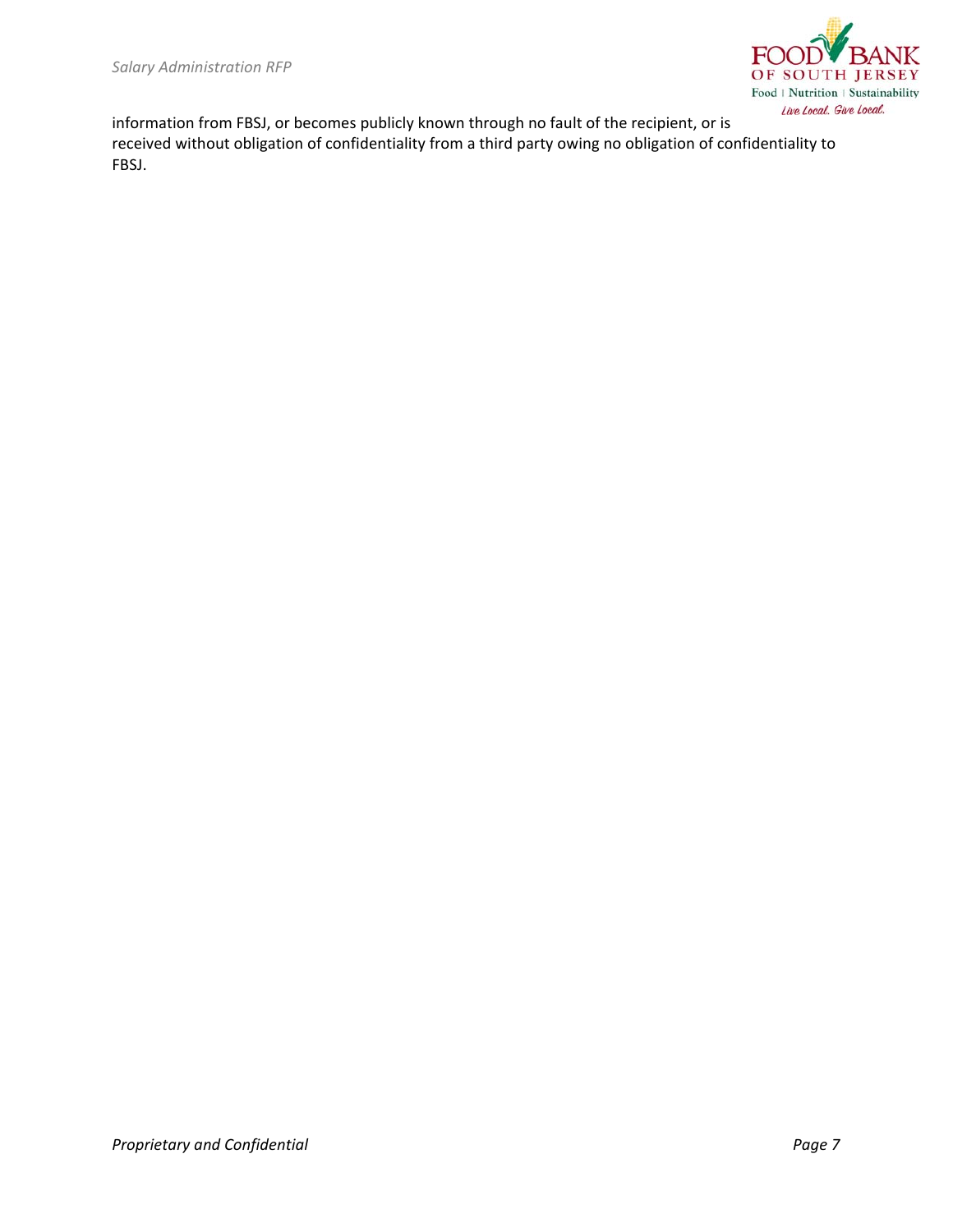information from FBSJ, or becomes publicly known through no fault of the recipient, or is received without obligation of confidentiality from a third party owing no obligation of confidentiality to FBSJ.